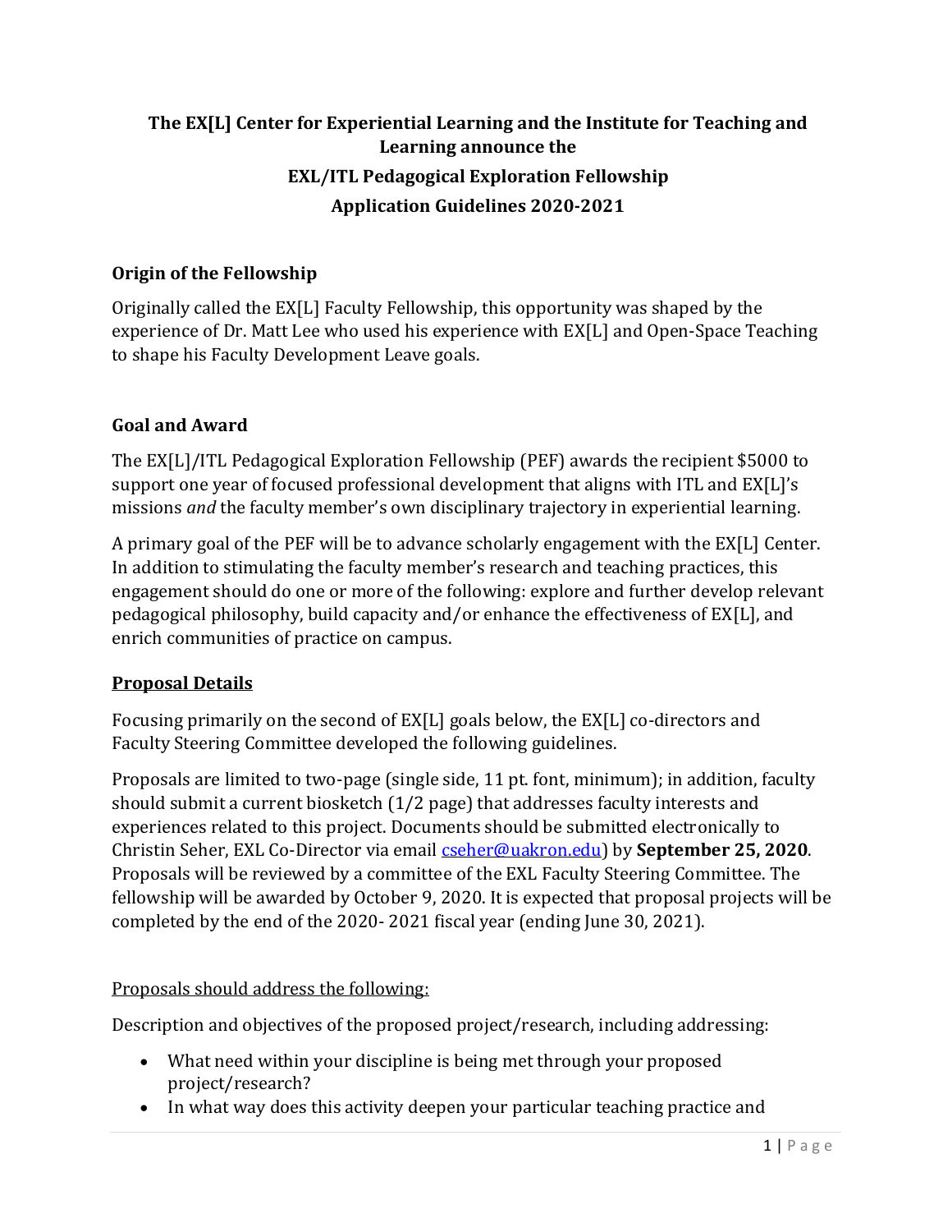# The EX[L] Center for Experiential Learning and the Institute for Teaching and Learning announce the

# EXL/ITL Pedagogical Exploration Fellowship

# Application Guidelines 2020-2021

## Origin of the Fellowship

Originally called the EX[L] Faculty Fellowship, this opportunity was shaped by the experience of Dr. Matt Lee who used his experience with EX[L] and Open-Space Teaching to shape his Faculty Development Leave goals.

## Goal and Award

The EX[L]/ITL Pedagogical Exploration Fellowship (PEF) awards the recipient $5000 to support one year of focused professional development that aligns with ITL and EX[L]'s missions *and* the faculty member's own disciplinary trajectory in experiential learning.

A primary goal of the PEF will be to advance scholarly engagement with the EX[L] Center. In addition to stimulating the faculty member's research and teaching practices, this engagement should do one or more of the following: explore and further develop relevant pedagogical philosophy, build capacity and/or enhance the effectiveness of EX[L], and enrich communities of practice on campus.

## Proposal Details

Focusing primarily on the second of EX[L] goals below, the EX[L] co-directors and Faculty Steering Committee developed the following guidelines.

Proposals are limited to two-page (single side, 11 pt. font, minimum); in addition, faculty should submit a current biosketch (1/2 page) that addresses faculty interests and experiences related to this project. Documents should be submitted electronically to Christin Seher, EXL Co-Director via email cseher@uakron.edu) by **September 25, 2020**. Proposals will be reviewed by a committee of the EXL Faculty Steering Committee. The fellowship will be awarded by October 9, 2020. It is expected that proposal projects will be completed by the end of the 2020- 2021 fiscal year (ending June 30, 2021).

Proposals should address the following:

Description and objectives of the proposed project/research, including addressing:

- What need within your discipline is being met through your proposed project/research?
- In what way does this activity deepen your particular teaching practice and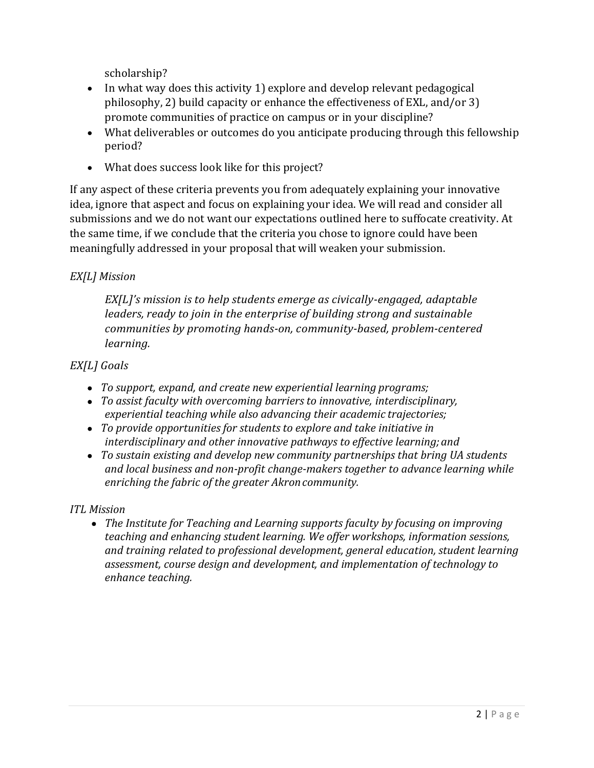scholarship?

- In what way does this activity 1) explore and develop relevant pedagogical philosophy, 2) build capacity or enhance the effectiveness of EXL, and/or 3) promote communities of practice on campus or in your discipline?
- What deliverables or outcomes do you anticipate producing through this fellowship period?
- What does success look like for this project?

If any aspect of these criteria prevents you from adequately explaining your innovative idea, ignore that aspect and focus on explaining your idea. We will read and consider all submissions and we do not want our expectations outlined here to suffocate creativity. At the same time, if we conclude that the criteria you chose to ignore could have been meaningfully addressed in your proposal that will weaken your submission.

*EX[L] Mission*

> *EX[L]'s mission is to help students emerge as civically-engaged, adaptable leaders, ready to join in the enterprise of building strong and sustainable communities by promoting hands-on, community-based, problem-centered learning.*

*EX[L] Goals*

- *To support, expand, and create new experiential learning programs;*
- *To assist faculty with overcoming barriers to innovative, interdisciplinary, experiential teaching while also advancing their academic trajectories;*
- *To provide opportunities for students to explore and take initiative in interdisciplinary and other innovative pathways to effective learning; and*
- *To sustain existing and develop new community partnerships that bring UA students and local business and non-profit change-makers together to advance learning while enriching the fabric of the greater Akron community.*

*ITL Mission*

- *The Institute for Teaching and Learning supports faculty by focusing on improving teaching and enhancing student learning. We offer workshops, information sessions, and training related to professional development, general education, student learning assessment, course design and development, and implementation of technology to enhance teaching.*